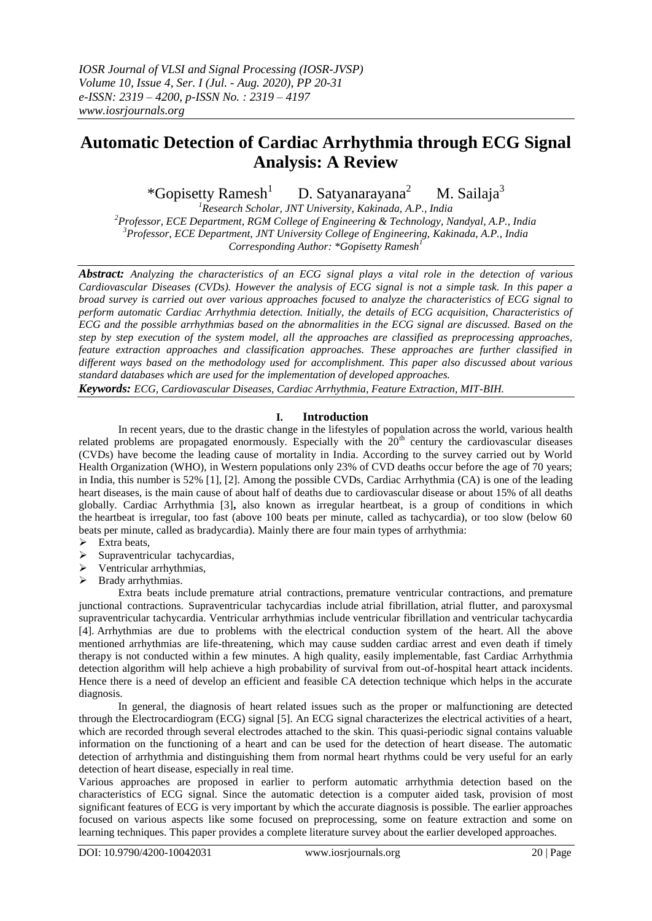# Automatic Detection of Cardiac Arrhythmia through ECG Signal Analysis: A Review

*Gopisetty Ramesh[1]   D. Satyanarayana[2]   M. Sailaja[3]

[1]Research Scholar, JNT University, Kakinada, A.P., India
[2]Professor, ECE Department, RGM College of Engineering & Technology, Nandyal, A.P., India
[3]Professor, ECE Department, JNT University College of Engineering, Kakinada, A.P., India
Corresponding Author: *Gopisetty Ramesh[1]

***Abstract:*** *Analyzing the characteristics of an ECG signal plays a vital role in the detection of various Cardiovascular Diseases (CVDs). However the analysis of ECG signal is not a simple task. In this paper a broad survey is carried out over various approaches focused to analyze the characteristics of ECG signal to perform automatic Cardiac Arrhythmia detection. Initially, the details of ECG acquisition, Characteristics of ECG and the possible arrhythmias based on the abnormalities in the ECG signal are discussed. Based on the step by step execution of the system model, all the approaches are classified as preprocessing approaches, feature extraction approaches and classification approaches. These approaches are further classified in different ways based on the methodology used for accomplishment. This paper also discussed about various standard databases which are used for the implementation of developed approaches.*

***Keywords:*** *ECG, Cardiovascular Diseases, Cardiac Arrhythmia, Feature Extraction, MIT-BIH.*

## I. Introduction

In recent years, due to the drastic change in the lifestyles of population across the world, various health related problems are propagated enormously. Especially with the 20th century the cardiovascular diseases (CVDs) have become the leading cause of mortality in India. According to the survey carried out by World Health Organization (WHO), in Western populations only 23% of CVD deaths occur before the age of 70 years; in India, this number is 52% [1], [2]. Among the possible CVDs, Cardiac Arrhythmia (CA) is one of the leading heart diseases, is the main cause of about half of deaths due to cardiovascular disease or about 15% of all deaths globally. Cardiac Arrhythmia [3]**,** also known as irregular heartbeat, is a group of conditions in which the heartbeat is irregular, too fast (above 100 beats per minute, called as tachycardia), or too slow (below 60 beats per minute, called as bradycardia). Mainly there are four main types of arrhythmia:

- Extra beats,
- Supraventricular tachycardias,
- Ventricular arrhythmias,
- Brady arrhythmias.

Extra beats include premature atrial contractions, premature ventricular contractions, and premature junctional contractions. Supraventricular tachycardias include atrial fibrillation, atrial flutter, and paroxysmal supraventricular tachycardia. Ventricular arrhythmias include ventricular fibrillation and ventricular tachycardia [4]. Arrhythmias are due to problems with the electrical conduction system of the heart. All the above mentioned arrhythmias are life-threatening, which may cause sudden cardiac arrest and even death if timely therapy is not conducted within a few minutes. A high quality, easily implementable, fast Cardiac Arrhythmia detection algorithm will help achieve a high probability of survival from out-of-hospital heart attack incidents. Hence there is a need of develop an efficient and feasible CA detection technique which helps in the accurate diagnosis.

In general, the diagnosis of heart related issues such as the proper or malfunctioning are detected through the Electrocardiogram (ECG) signal [5]. An ECG signal characterizes the electrical activities of a heart, which are recorded through several electrodes attached to the skin. This quasi-periodic signal contains valuable information on the functioning of a heart and can be used for the detection of heart disease. The automatic detection of arrhythmia and distinguishing them from normal heart rhythms could be very useful for an early detection of heart disease, especially in real time.

Various approaches are proposed in earlier to perform automatic arrhythmia detection based on the characteristics of ECG signal. Since the automatic detection is a computer aided task, provision of most significant features of ECG is very important by which the accurate diagnosis is possible. The earlier approaches focused on various aspects like some focused on preprocessing, some on feature extraction and some on learning techniques. This paper provides a complete literature survey about the earlier developed approaches.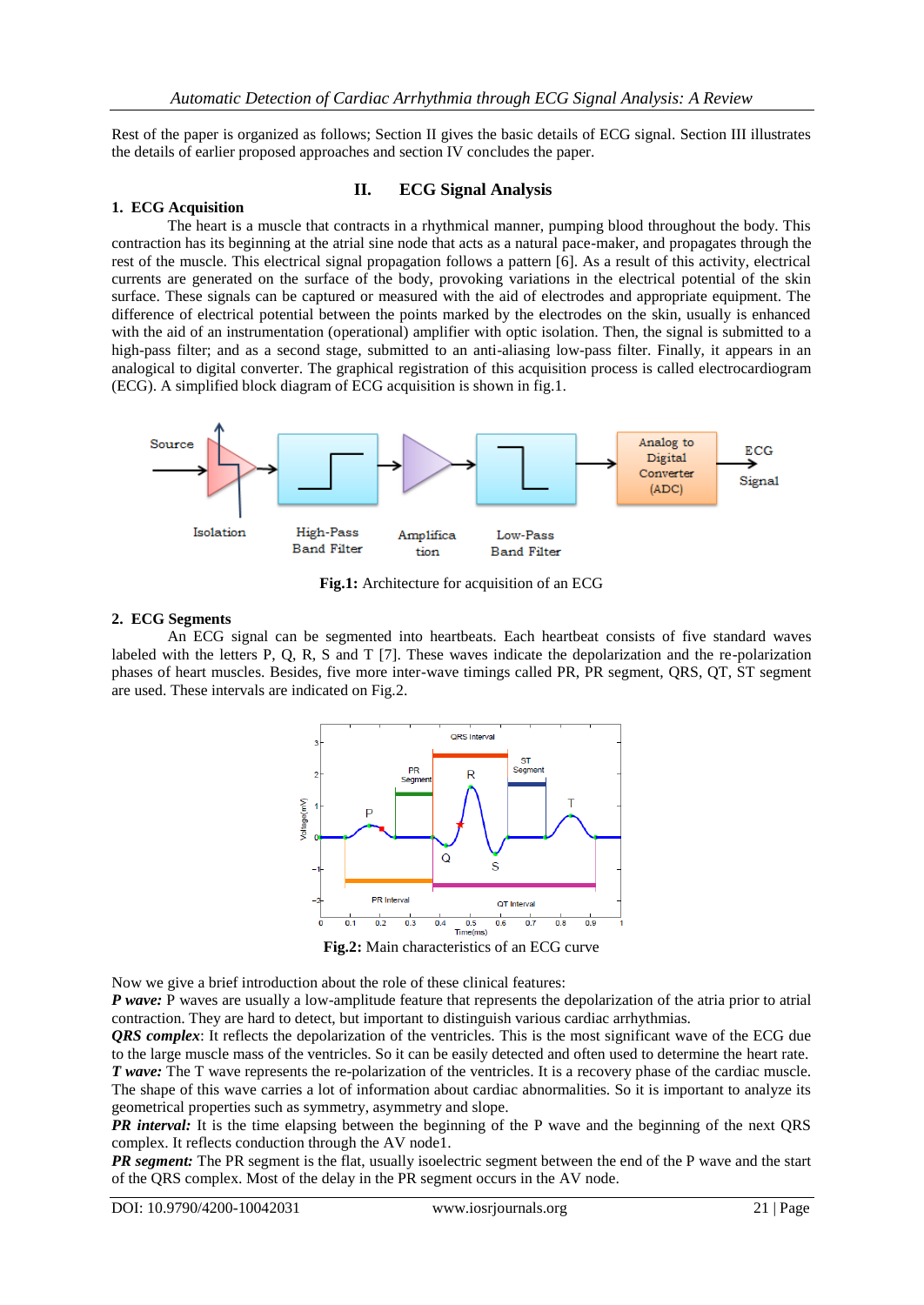Rest of the paper is organized as follows; Section II gives the basic details of ECG signal. Section III illustrates the details of earlier proposed approaches and section IV concludes the paper.

## II. ECG Signal Analysis

### 1. ECG Acquisition

The heart is a muscle that contracts in a rhythmical manner, pumping blood throughout the body. This contraction has its beginning at the atrial sine node that acts as a natural pace-maker, and propagates through the rest of the muscle. This electrical signal propagation follows a pattern [6]. As a result of this activity, electrical currents are generated on the surface of the body, provoking variations in the electrical potential of the skin surface. These signals can be captured or measured with the aid of electrodes and appropriate equipment. The difference of electrical potential between the points marked by the electrodes on the skin, usually is enhanced with the aid of an instrumentation (operational) amplifier with optic isolation. Then, the signal is submitted to a high-pass filter; and as a second stage, submitted to an anti-aliasing low-pass filter. Finally, it appears in an analogical to digital converter. The graphical registration of this acquisition process is called electrocardiogram (ECG). A simplified block diagram of ECG acquisition is shown in fig.1.

**Fig.1:** Architecture for acquisition of an ECG

### 2. ECG Segments

An ECG signal can be segmented into heartbeats. Each heartbeat consists of five standard waves labeled with the letters P, Q, R, S and T [7]. These waves indicate the depolarization and the re-polarization phases of heart muscles. Besides, five more inter-wave timings called PR, PR segment, QRS, QT, ST segment are used. These intervals are indicated on Fig.2.

**Fig.2:** Main characteristics of an ECG curve

Now we give a brief introduction about the role of these clinical features:

***P wave:*** P waves are usually a low-amplitude feature that represents the depolarization of the atria prior to atrial contraction. They are hard to detect, but important to distinguish various cardiac arrhythmias.

***QRS complex***: It reflects the depolarization of the ventricles. This is the most significant wave of the ECG due to the large muscle mass of the ventricles. So it can be easily detected and often used to determine the heart rate.

***T wave:*** The T wave represents the re-polarization of the ventricles. It is a recovery phase of the cardiac muscle. The shape of this wave carries a lot of information about cardiac abnormalities. So it is important to analyze its geometrical properties such as symmetry, asymmetry and slope.

***PR interval:*** It is the time elapsing between the beginning of the P wave and the beginning of the next QRS complex. It reflects conduction through the AV node1.

***PR segment:*** The PR segment is the flat, usually isoelectric segment between the end of the P wave and the start of the QRS complex. Most of the delay in the PR segment occurs in the AV node.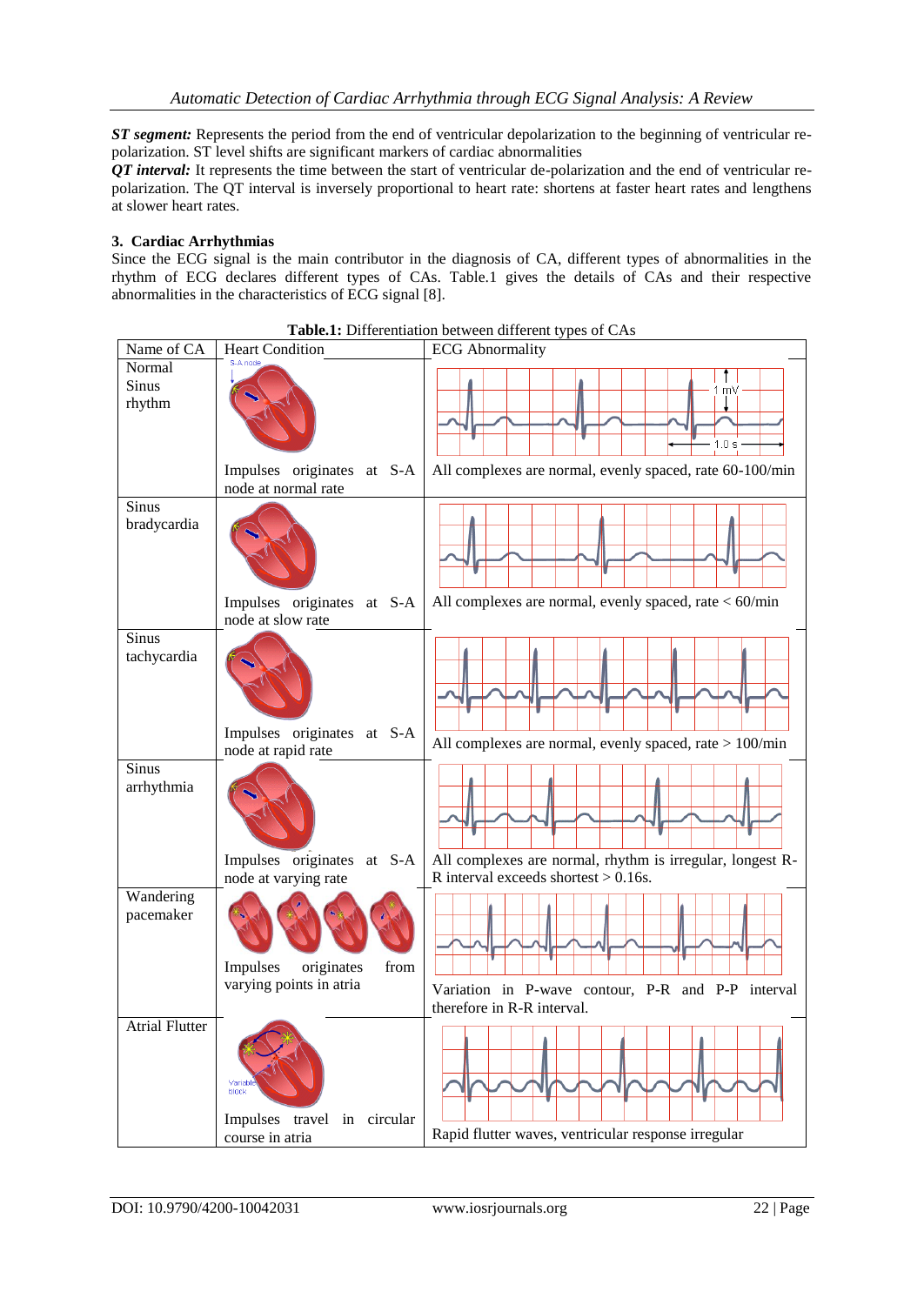***ST segment:*** Represents the period from the end of ventricular depolarization to the beginning of ventricular re-polarization. ST level shifts are significant markers of cardiac abnormalities

***QT interval:*** It represents the time between the start of ventricular de-polarization and the end of ventricular re-polarization. The QT interval is inversely proportional to heart rate: shortens at faster heart rates and lengthens at slower heart rates.

### 3. Cardiac Arrhythmias

Since the ECG signal is the main contributor in the diagnosis of CA, different types of abnormalities in the rhythm of ECG declares different types of CAs. Table.1 gives the details of CAs and their respective abnormalities in the characteristics of ECG signal [8].

**Table.1:** Differentiation between different types of CAs

| Name of CA | Heart Condition | ECG Abnormality |
|---|---|---|
| Normal Sinus rhythm | Impulses originates at S-A node at normal rate | All complexes are normal, evenly spaced, rate 60-100/min |
| Sinus bradycardia | Impulses originates at S-A node at slow rate | All complexes are normal, evenly spaced, rate < 60/min |
| Sinus tachycardia | Impulses originates at S-A node at rapid rate | All complexes are normal, evenly spaced, rate > 100/min |
| Sinus arrhythmia | Impulses originates at S-A node at varying rate | All complexes are normal, rhythm is irregular, longest R-R interval exceeds shortest > 0.16s. |
| Wandering pacemaker | Impulses originates from varying points in atria | Variation in P-wave contour, P-R and P-P interval therefore in R-R interval. |
| Atrial Flutter | Impulses travel in circular course in atria | Rapid flutter waves, ventricular response irregular |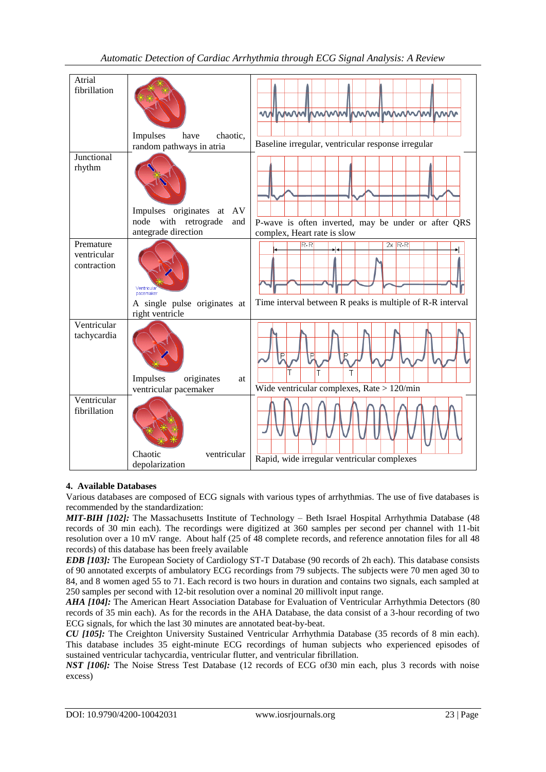| | | |
|---|---|---|
| Atrial fibrillation | Impulses have chaotic, random pathways in atria | Baseline irregular, ventricular response irregular |
| Junctional rhythm | Impulses originates at AV node with retrograde and antegrade direction | P-wave is often inverted, may be under or after QRS complex, Heart rate is slow |
| Premature ventricular contraction | Ventricular pacemaker<br>A single pulse originates at right ventricle | R-R 2x R-R<br>Time interval between R peaks is multiple of R-R interval |
| Ventricular tachycardia | Impulses originates at ventricular pacemaker | P P P T T T<br>Wide ventricular complexes, Rate > 120/min |
| Ventricular fibrillation | Chaotic ventricular depolarization | Rapid, wide irregular ventricular complexes |

## 4. Available Databases

Various databases are composed of ECG signals with various types of arrhythmias. The use of five databases is recommended by the standardization:

***MIT-BIH [102]:*** The Massachusetts Institute of Technology – Beth Israel Hospital Arrhythmia Database (48 records of 30 min each). The recordings were digitized at 360 samples per second per channel with 11-bit resolution over a 10 mV range. About half (25 of 48 complete records, and reference annotation files for all 48 records) of this database has been freely available

***EDB [103]:*** The European Society of Cardiology ST-T Database (90 records of 2h each). This database consists of 90 annotated excerpts of ambulatory ECG recordings from 79 subjects. The subjects were 70 men aged 30 to 84, and 8 women aged 55 to 71. Each record is two hours in duration and contains two signals, each sampled at 250 samples per second with 12-bit resolution over a nominal 20 millivolt input range.

***AHA [104]:*** The American Heart Association Database for Evaluation of Ventricular Arrhythmia Detectors (80 records of 35 min each). As for the records in the AHA Database, the data consist of a 3-hour recording of two ECG signals, for which the last 30 minutes are annotated beat-by-beat.

***CU [105]:*** The Creighton University Sustained Ventricular Arrhythmia Database (35 records of 8 min each). This database includes 35 eight-minute ECG recordings of human subjects who experienced episodes of sustained ventricular tachycardia, ventricular flutter, and ventricular fibrillation.

***NST [106]:*** The Noise Stress Test Database (12 records of ECG of30 min each, plus 3 records with noise excess)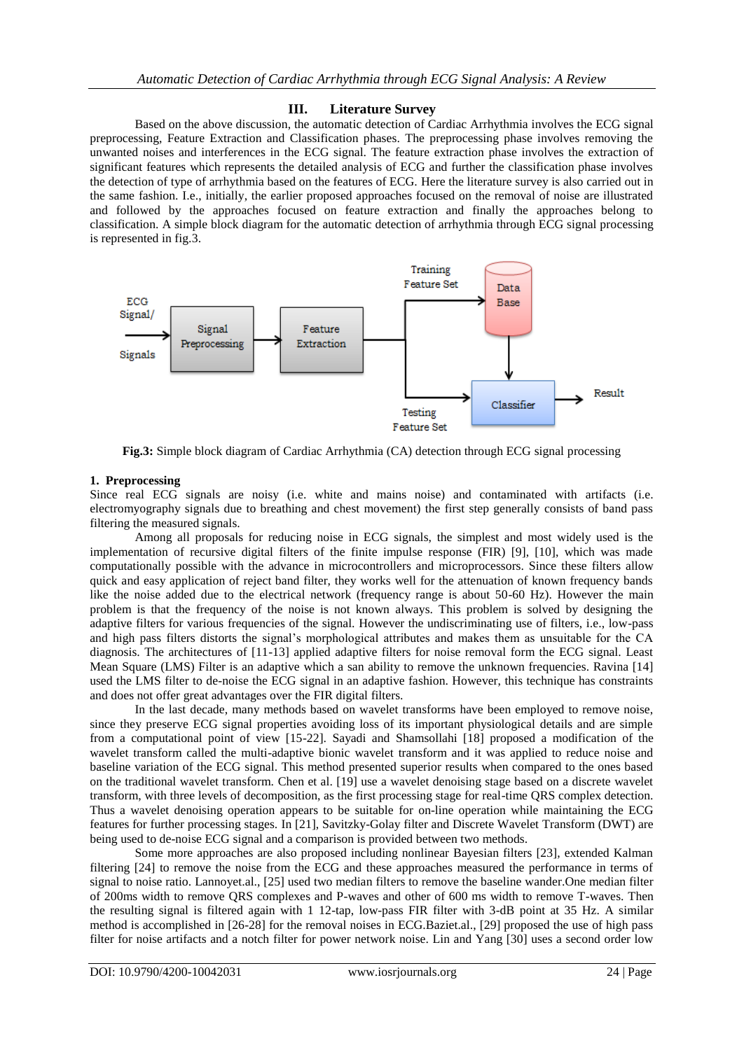## III. Literature Survey

Based on the above discussion, the automatic detection of Cardiac Arrhythmia involves the ECG signal preprocessing, Feature Extraction and Classification phases. The preprocessing phase involves removing the unwanted noises and interferences in the ECG signal. The feature extraction phase involves the extraction of significant features which represents the detailed analysis of ECG and further the classification phase involves the detection of type of arrhythmia based on the features of ECG. Here the literature survey is also carried out in the same fashion. I.e., initially, the earlier proposed approaches focused on the removal of noise are illustrated and followed by the approaches focused on feature extraction and finally the approaches belong to classification. A simple block diagram for the automatic detection of arrhythmia through ECG signal processing is represented in fig.3.

**Fig.3:** Simple block diagram of Cardiac Arrhythmia (CA) detection through ECG signal processing

### 1. Preprocessing

Since real ECG signals are noisy (i.e. white and mains noise) and contaminated with artifacts (i.e. electromyography signals due to breathing and chest movement) the first step generally consists of band pass filtering the measured signals.

Among all proposals for reducing noise in ECG signals, the simplest and most widely used is the implementation of recursive digital filters of the finite impulse response (FIR) [9], [10], which was made computationally possible with the advance in microcontrollers and microprocessors. Since these filters allow quick and easy application of reject band filter, they works well for the attenuation of known frequency bands like the noise added due to the electrical network (frequency range is about 50-60 Hz). However the main problem is that the frequency of the noise is not known always. This problem is solved by designing the adaptive filters for various frequencies of the signal. However the undiscriminating use of filters, i.e., low-pass and high pass filters distorts the signal's morphological attributes and makes them as unsuitable for the CA diagnosis. The architectures of [11-13] applied adaptive filters for noise removal form the ECG signal. Least Mean Square (LMS) Filter is an adaptive which a san ability to remove the unknown frequencies. Ravina [14] used the LMS filter to de-noise the ECG signal in an adaptive fashion. However, this technique has constraints and does not offer great advantages over the FIR digital filters.

In the last decade, many methods based on wavelet transforms have been employed to remove noise, since they preserve ECG signal properties avoiding loss of its important physiological details and are simple from a computational point of view [15-22]. Sayadi and Shamsollahi [18] proposed a modification of the wavelet transform called the multi-adaptive bionic wavelet transform and it was applied to reduce noise and baseline variation of the ECG signal. This method presented superior results when compared to the ones based on the traditional wavelet transform. Chen et al. [19] use a wavelet denoising stage based on a discrete wavelet transform, with three levels of decomposition, as the first processing stage for real-time QRS complex detection. Thus a wavelet denoising operation appears to be suitable for on-line operation while maintaining the ECG features for further processing stages. In [21], Savitzky-Golay filter and Discrete Wavelet Transform (DWT) are being used to de-noise ECG signal and a comparison is provided between two methods.

Some more approaches are also proposed including nonlinear Bayesian filters [23], extended Kalman filtering [24] to remove the noise from the ECG and these approaches measured the performance in terms of signal to noise ratio. Lannoyet.al., [25] used two median filters to remove the baseline wander.One median filter of 200ms width to remove QRS complexes and P-waves and other of 600 ms width to remove T-waves. Then the resulting signal is filtered again with 1 12-tap, low-pass FIR filter with 3-dB point at 35 Hz. A similar method is accomplished in [26-28] for the removal noises in ECG.Baziet.al., [29] proposed the use of high pass filter for noise artifacts and a notch filter for power network noise. Lin and Yang [30] uses a second order low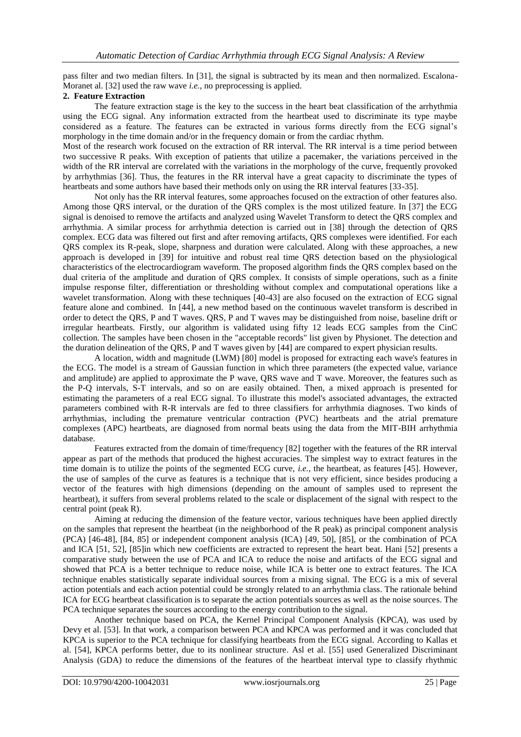pass filter and two median filters. In [31], the signal is subtracted by its mean and then normalized. Escalona-Moranet al. [32] used the raw wave *i.e.*, no preprocessing is applied.

## 2. Feature Extraction

The feature extraction stage is the key to the success in the heart beat classification of the arrhythmia using the ECG signal. Any information extracted from the heartbeat used to discriminate its type maybe considered as a feature. The features can be extracted in various forms directly from the ECG signal's morphology in the time domain and/or in the frequency domain or from the cardiac rhythm.

Most of the research work focused on the extraction of RR interval. The RR interval is a time period between two successive R peaks. With exception of patients that utilize a pacemaker, the variations perceived in the width of the RR interval are correlated with the variations in the morphology of the curve, frequently provoked by arrhythmias [36]. Thus, the features in the RR interval have a great capacity to discriminate the types of heartbeats and some authors have based their methods only on using the RR interval features [33-35].

Not only has the RR interval features, some approaches focused on the extraction of other features also. Among those QRS interval, or the duration of the QRS complex is the most utilized feature. In [37] the ECG signal is denoised to remove the artifacts and analyzed using Wavelet Transform to detect the QRS complex and arrhythmia. A similar process for arrhythmia detection is carried out in [38] through the detection of QRS complex. ECG data was filtered out first and after removing artifacts, QRS complexes were identified. For each QRS complex its R-peak, slope, sharpness and duration were calculated. Along with these approaches, a new approach is developed in [39] for intuitive and robust real time QRS detection based on the physiological characteristics of the electrocardiogram waveform. The proposed algorithm finds the QRS complex based on the dual criteria of the amplitude and duration of QRS complex. It consists of simple operations, such as a finite impulse response filter, differentiation or thresholding without complex and computational operations like a wavelet transformation. Along with these techniques [40-43] are also focused on the extraction of ECG signal feature alone and combined. In [44], a new method based on the continuous wavelet transform is described in order to detect the QRS, P and T waves. QRS, P and T waves may be distinguished from noise, baseline drift or irregular heartbeats. Firstly, our algorithm is validated using fifty 12 leads ECG samples from the CinC collection. The samples have been chosen in the "acceptable records" list given by Physionet. The detection and the duration delineation of the QRS, P and T waves given by [44] are compared to expert physician results.

A location, width and magnitude (LWM) [80] model is proposed for extracting each wave's features in the ECG. The model is a stream of Gaussian function in which three parameters (the expected value, variance and amplitude) are applied to approximate the P wave, QRS wave and T wave. Moreover, the features such as the P-Q intervals, S-T intervals, and so on are easily obtained. Then, a mixed approach is presented for estimating the parameters of a real ECG signal. To illustrate this model's associated advantages, the extracted parameters combined with R-R intervals are fed to three classifiers for arrhythmia diagnoses. Two kinds of arrhythmias, including the premature ventricular contraction (PVC) heartbeats and the atrial premature complexes (APC) heartbeats, are diagnosed from normal beats using the data from the MIT-BIH arrhythmia database.

Features extracted from the domain of time/frequency [82] together with the features of the RR interval appear as part of the methods that produced the highest accuracies. The simplest way to extract features in the time domain is to utilize the points of the segmented ECG curve, *i.e.*, the heartbeat, as features [45]. However, the use of samples of the curve as features is a technique that is not very efficient, since besides producing a vector of the features with high dimensions (depending on the amount of samples used to represent the heartbeat), it suffers from several problems related to the scale or displacement of the signal with respect to the central point (peak R).

Aiming at reducing the dimension of the feature vector, various techniques have been applied directly on the samples that represent the heartbeat (in the neighborhood of the R peak) as principal component analysis (PCA) [46-48], [84, 85] or independent component analysis (ICA) [49, 50], [85], or the combination of PCA and ICA [51, 52], [85]in which new coefficients are extracted to represent the heart beat. Hani [52] presents a comparative study between the use of PCA and ICA to reduce the noise and artifacts of the ECG signal and showed that PCA is a better technique to reduce noise, while ICA is better one to extract features. The ICA technique enables statistically separate individual sources from a mixing signal. The ECG is a mix of several action potentials and each action potential could be strongly related to an arrhythmia class. The rationale behind ICA for ECG heartbeat classification is to separate the action potentials sources as well as the noise sources. The PCA technique separates the sources according to the energy contribution to the signal.

Another technique based on PCA, the Kernel Principal Component Analysis (KPCA), was used by Devy et al. [53]. In that work, a comparison between PCA and KPCA was performed and it was concluded that KPCA is superior to the PCA technique for classifying heartbeats from the ECG signal. According to Kallas et al. [54], KPCA performs better, due to its nonlinear structure. Asl et al. [55] used Generalized Discriminant Analysis (GDA) to reduce the dimensions of the features of the heartbeat interval type to classify rhythmic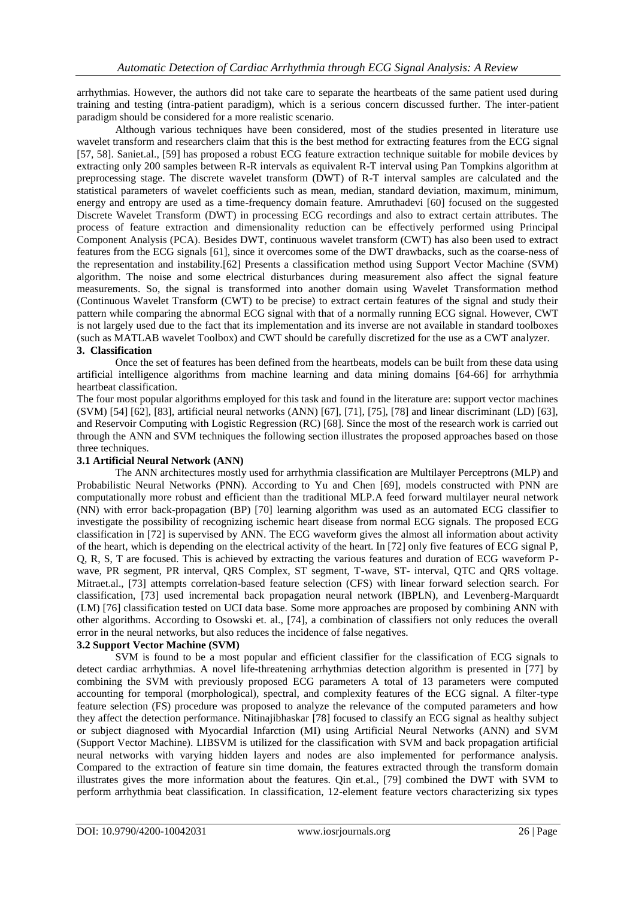arrhythmias. However, the authors did not take care to separate the heartbeats of the same patient used during training and testing (intra-patient paradigm), which is a serious concern discussed further. The inter-patient paradigm should be considered for a more realistic scenario.

Although various techniques have been considered, most of the studies presented in literature use wavelet transform and researchers claim that this is the best method for extracting features from the ECG signal [57, 58]. Saniet.al., [59] has proposed a robust ECG feature extraction technique suitable for mobile devices by extracting only 200 samples between R-R intervals as equivalent R-T interval using Pan Tompkins algorithm at preprocessing stage. The discrete wavelet transform (DWT) of R-T interval samples are calculated and the statistical parameters of wavelet coefficients such as mean, median, standard deviation, maximum, minimum, energy and entropy are used as a time-frequency domain feature. Amruthadevi [60] focused on the suggested Discrete Wavelet Transform (DWT) in processing ECG recordings and also to extract certain attributes. The process of feature extraction and dimensionality reduction can be effectively performed using Principal Component Analysis (PCA). Besides DWT, continuous wavelet transform (CWT) has also been used to extract features from the ECG signals [61], since it overcomes some of the DWT drawbacks, such as the coarse-ness of the representation and instability.[62] Presents a classification method using Support Vector Machine (SVM) algorithm. The noise and some electrical disturbances during measurement also affect the signal feature measurements. So, the signal is transformed into another domain using Wavelet Transformation method (Continuous Wavelet Transform (CWT) to be precise) to extract certain features of the signal and study their pattern while comparing the abnormal ECG signal with that of a normally running ECG signal. However, CWT is not largely used due to the fact that its implementation and its inverse are not available in standard toolboxes (such as MATLAB wavelet Toolbox) and CWT should be carefully discretized for the use as a CWT analyzer.

## 3. Classification

Once the set of features has been defined from the heartbeats, models can be built from these data using artificial intelligence algorithms from machine learning and data mining domains [64-66] for arrhythmia heartbeat classification.

The four most popular algorithms employed for this task and found in the literature are: support vector machines (SVM) [54] [62], [83], artificial neural networks (ANN) [67], [71], [75], [78] and linear discriminant (LD) [63], and Reservoir Computing with Logistic Regression (RC) [68]. Since the most of the research work is carried out through the ANN and SVM techniques the following section illustrates the proposed approaches based on those three techniques.

### 3.1 Artificial Neural Network (ANN)

The ANN architectures mostly used for arrhythmia classification are Multilayer Perceptrons (MLP) and Probabilistic Neural Networks (PNN). According to Yu and Chen [69], models constructed with PNN are computationally more robust and efficient than the traditional MLP.A feed forward multilayer neural network (NN) with error back-propagation (BP) [70] learning algorithm was used as an automated ECG classifier to investigate the possibility of recognizing ischemic heart disease from normal ECG signals. The proposed ECG classification in [72] is supervised by ANN. The ECG waveform gives the almost all information about activity of the heart, which is depending on the electrical activity of the heart. In [72] only five features of ECG signal P, Q, R, S, T are focused. This is achieved by extracting the various features and duration of ECG waveform P-wave, PR segment, PR interval, QRS Complex, ST segment, T-wave, ST- interval, QTC and QRS voltage. Mitraet.al., [73] attempts correlation-based feature selection (CFS) with linear forward selection search. For classification, [73] used incremental back propagation neural network (IBPLN), and Levenberg-Marquardt (LM) [76] classification tested on UCI data base. Some more approaches are proposed by combining ANN with other algorithms. According to Osowski et. al., [74], a combination of classifiers not only reduces the overall error in the neural networks, but also reduces the incidence of false negatives.

### 3.2 Support Vector Machine (SVM)

SVM is found to be a most popular and efficient classifier for the classification of ECG signals to detect cardiac arrhythmias. A novel life-threatening arrhythmias detection algorithm is presented in [77] by combining the SVM with previously proposed ECG parameters A total of 13 parameters were computed accounting for temporal (morphological), spectral, and complexity features of the ECG signal. A filter-type feature selection (FS) procedure was proposed to analyze the relevance of the computed parameters and how they affect the detection performance. Nitinajibhaskar [78] focused to classify an ECG signal as healthy subject or subject diagnosed with Myocardial Infarction (MI) using Artificial Neural Networks (ANN) and SVM (Support Vector Machine). LIBSVM is utilized for the classification with SVM and back propagation artificial neural networks with varying hidden layers and nodes are also implemented for performance analysis. Compared to the extraction of feature sin time domain, the features extracted through the transform domain illustrates gives the more information about the features. Qin et.al., [79] combined the DWT with SVM to perform arrhythmia beat classification. In classification, 12-element feature vectors characterizing six types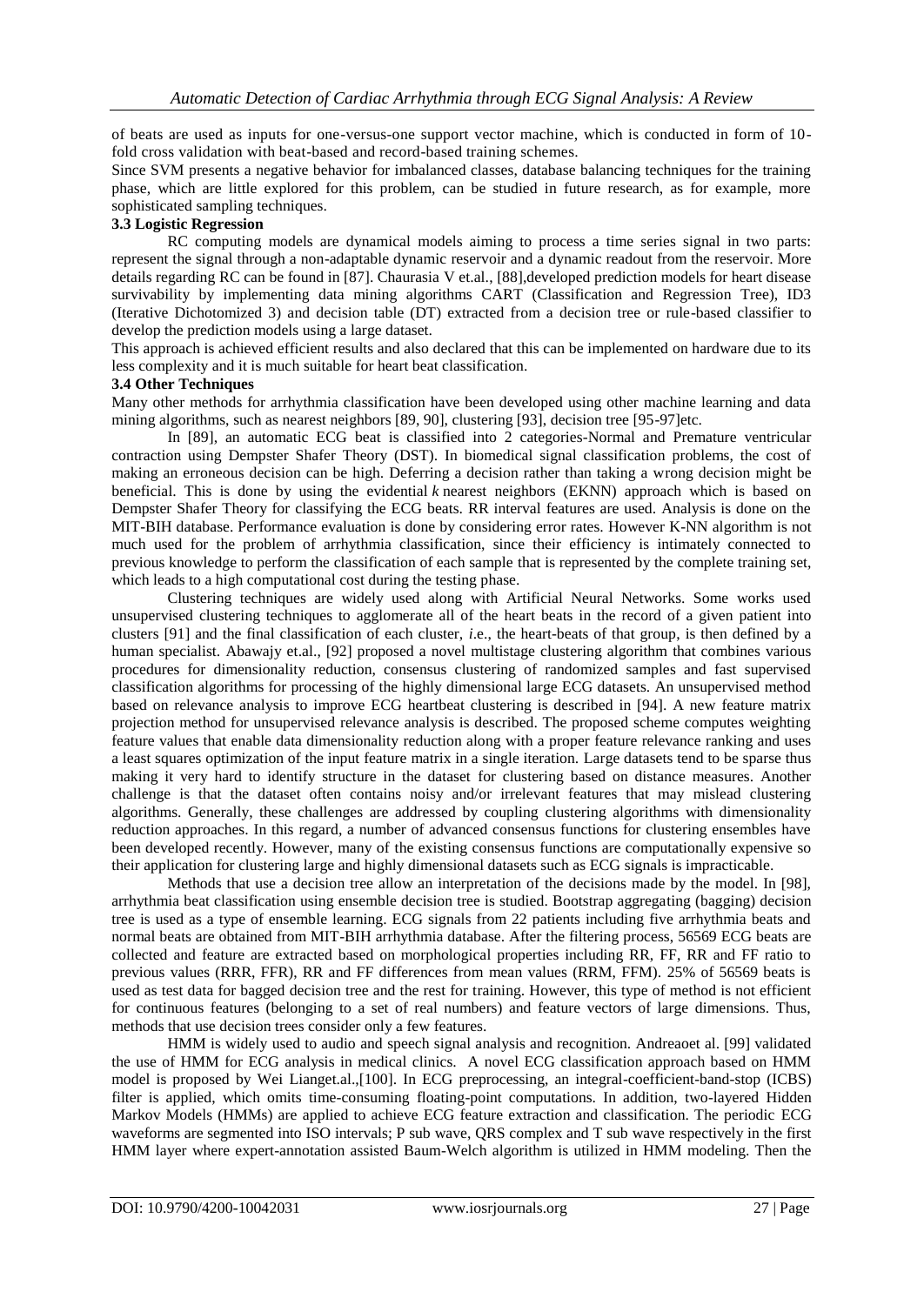of beats are used as inputs for one-versus-one support vector machine, which is conducted in form of 10-fold cross validation with beat-based and record-based training schemes.

Since SVM presents a negative behavior for imbalanced classes, database balancing techniques for the training phase, which are little explored for this problem, can be studied in future research, as for example, more sophisticated sampling techniques.

### 3.3 Logistic Regression

RC computing models are dynamical models aiming to process a time series signal in two parts: represent the signal through a non-adaptable dynamic reservoir and a dynamic readout from the reservoir. More details regarding RC can be found in [87]. Chaurasia V et.al., [88],developed prediction models for heart disease survivability by implementing data mining algorithms CART (Classification and Regression Tree), ID3 (Iterative Dichotomized 3) and decision table (DT) extracted from a decision tree or rule-based classifier to develop the prediction models using a large dataset.

This approach is achieved efficient results and also declared that this can be implemented on hardware due to its less complexity and it is much suitable for heart beat classification.

### 3.4 Other Techniques

Many other methods for arrhythmia classification have been developed using other machine learning and data mining algorithms, such as nearest neighbors [89, 90], clustering [93], decision tree [95-97]etc.

In [89], an automatic ECG beat is classified into 2 categories-Normal and Premature ventricular contraction using Dempster Shafer Theory (DST). In biomedical signal classification problems, the cost of making an erroneous decision can be high. Deferring a decision rather than taking a wrong decision might be beneficial. This is done by using the evidential *k* nearest neighbors (EKNN) approach which is based on Dempster Shafer Theory for classifying the ECG beats. RR interval features are used. Analysis is done on the MIT-BIH database. Performance evaluation is done by considering error rates. However K-NN algorithm is not much used for the problem of arrhythmia classification, since their efficiency is intimately connected to previous knowledge to perform the classification of each sample that is represented by the complete training set, which leads to a high computational cost during the testing phase.

Clustering techniques are widely used along with Artificial Neural Networks. Some works used unsupervised clustering techniques to agglomerate all of the heart beats in the record of a given patient into clusters [91] and the final classification of each cluster, *i.*e., the heart-beats of that group, is then defined by a human specialist. Abawajy et.al., [92] proposed a novel multistage clustering algorithm that combines various procedures for dimensionality reduction, consensus clustering of randomized samples and fast supervised classification algorithms for processing of the highly dimensional large ECG datasets. An unsupervised method based on relevance analysis to improve ECG heartbeat clustering is described in [94]. A new feature matrix projection method for unsupervised relevance analysis is described. The proposed scheme computes weighting feature values that enable data dimensionality reduction along with a proper feature relevance ranking and uses a least squares optimization of the input feature matrix in a single iteration. Large datasets tend to be sparse thus making it very hard to identify structure in the dataset for clustering based on distance measures. Another challenge is that the dataset often contains noisy and/or irrelevant features that may mislead clustering algorithms. Generally, these challenges are addressed by coupling clustering algorithms with dimensionality reduction approaches. In this regard, a number of advanced consensus functions for clustering ensembles have been developed recently. However, many of the existing consensus functions are computationally expensive so their application for clustering large and highly dimensional datasets such as ECG signals is impracticable.

Methods that use a decision tree allow an interpretation of the decisions made by the model. In [98], arrhythmia beat classification using ensemble decision tree is studied. Bootstrap aggregating (bagging) decision tree is used as a type of ensemble learning. ECG signals from 22 patients including five arrhythmia beats and normal beats are obtained from MIT-BIH arrhythmia database. After the filtering process, 56569 ECG beats are collected and feature are extracted based on morphological properties including RR, FF, RR and FF ratio to previous values (RRR, FFR), RR and FF differences from mean values (RRM, FFM). 25% of 56569 beats is used as test data for bagged decision tree and the rest for training. However, this type of method is not efficient for continuous features (belonging to a set of real numbers) and feature vectors of large dimensions. Thus, methods that use decision trees consider only a few features.

HMM is widely used to audio and speech signal analysis and recognition. Andreaoet al. [99] validated the use of HMM for ECG analysis in medical clinics. A novel ECG classification approach based on HMM model is proposed by Wei Lianget.al.,[100]. In ECG preprocessing, an integral-coefficient-band-stop (ICBS) filter is applied, which omits time-consuming floating-point computations. In addition, two-layered Hidden Markov Models (HMMs) are applied to achieve ECG feature extraction and classification. The periodic ECG waveforms are segmented into ISO intervals; P sub wave, QRS complex and T sub wave respectively in the first HMM layer where expert-annotation assisted Baum-Welch algorithm is utilized in HMM modeling. Then the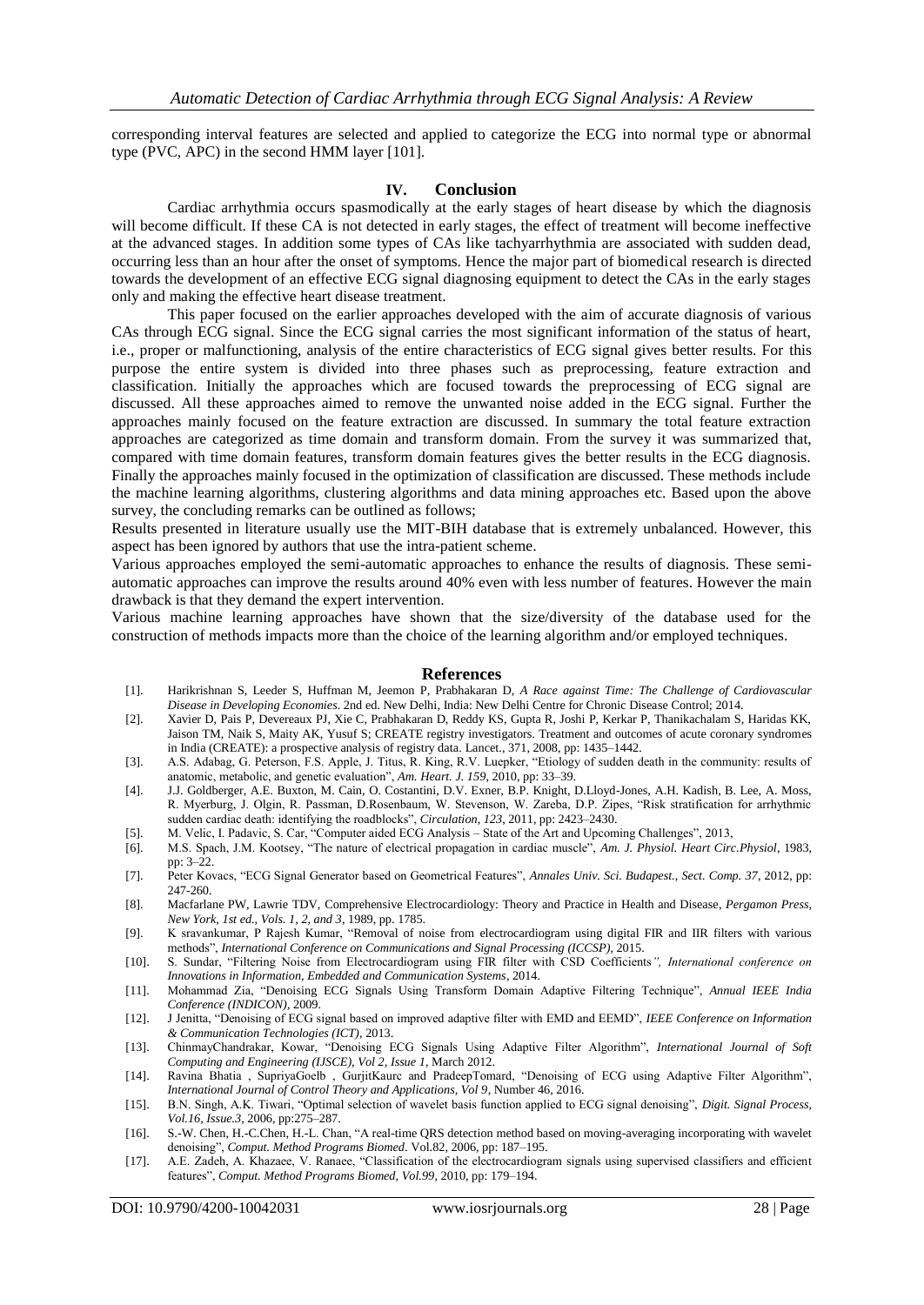corresponding interval features are selected and applied to categorize the ECG into normal type or abnormal type (PVC, APC) in the second HMM layer [101].

## IV. Conclusion

Cardiac arrhythmia occurs spasmodically at the early stages of heart disease by which the diagnosis will become difficult. If these CA is not detected in early stages, the effect of treatment will become ineffective at the advanced stages. In addition some types of CAs like tachyarrhythmia are associated with sudden dead, occurring less than an hour after the onset of symptoms. Hence the major part of biomedical research is directed towards the development of an effective ECG signal diagnosing equipment to detect the CAs in the early stages only and making the effective heart disease treatment.

This paper focused on the earlier approaches developed with the aim of accurate diagnosis of various CAs through ECG signal. Since the ECG signal carries the most significant information of the status of heart, i.e., proper or malfunctioning, analysis of the entire characteristics of ECG signal gives better results. For this purpose the entire system is divided into three phases such as preprocessing, feature extraction and classification. Initially the approaches which are focused towards the preprocessing of ECG signal are discussed. All these approaches aimed to remove the unwanted noise added in the ECG signal. Further the approaches mainly focused on the feature extraction are discussed. In summary the total feature extraction approaches are categorized as time domain and transform domain. From the survey it was summarized that, compared with time domain features, transform domain features gives the better results in the ECG diagnosis. Finally the approaches mainly focused in the optimization of classification are discussed. These methods include the machine learning algorithms, clustering algorithms and data mining approaches etc. Based upon the above survey, the concluding remarks can be outlined as follows;

Results presented in literature usually use the MIT-BIH database that is extremely unbalanced. However, this aspect has been ignored by authors that use the intra-patient scheme.

Various approaches employed the semi-automatic approaches to enhance the results of diagnosis. These semi-automatic approaches can improve the results around 40% even with less number of features. However the main drawback is that they demand the expert intervention.

Various machine learning approaches have shown that the size/diversity of the database used for the construction of methods impacts more than the choice of the learning algorithm and/or employed techniques.

## References

[1]. Harikrishnan S, Leeder S, Huffman M, Jeemon P, Prabhakaran D, *A Race against Time: The Challenge of Cardiovascular Disease in Developing Economies*. 2nd ed. New Delhi, India: New Delhi Centre for Chronic Disease Control; 2014.

[2]. Xavier D, Pais P, Devereaux PJ, Xie C, Prabhakaran D, Reddy KS, Gupta R, Joshi P, Kerkar P, Thanikachalam S, Haridas KK, Jaison TM, Naik S, Maity AK, Yusuf S; CREATE registry investigators. Treatment and outcomes of acute coronary syndromes in India (CREATE): a prospective analysis of registry data. Lancet., 371, 2008, pp: 1435–1442.

[3]. A.S. Adabag, G. Peterson, F.S. Apple, J. Titus, R. King, R.V. Luepker, "Etiology of sudden death in the community: results of anatomic, metabolic, and genetic evaluation", *Am. Heart. J. 159*, 2010, pp: 33–39.

[4]. J.J. Goldberger, A.E. Buxton, M. Cain, O. Costantini, D.V. Exner, B.P. Knight, D.Lloyd-Jones, A.H. Kadish, B. Lee, A. Moss, R. Myerburg, J. Olgin, R. Passman, D.Rosenbaum, W. Stevenson, W. Zareba, D.P. Zipes, "Risk stratification for arrhythmic sudden cardiac death: identifying the roadblocks", *Circulation, 123*, 2011, pp: 2423–2430.

[5]. M. Velic, I. Padavic, S. Car, "Computer aided ECG Analysis – State of the Art and Upcoming Challenges", 2013,

[6]. M.S. Spach, J.M. Kootsey, "The nature of electrical propagation in cardiac muscle", *Am. J. Physiol. Heart Circ.Physiol*, 1983, pp: 3–22.

[7]. Peter Kovacs, "ECG Signal Generator based on Geometrical Features", *Annales Univ. Sci. Budapest., Sect. Comp. 37*, 2012, pp: 247-260.

[8]. Macfarlane PW, Lawrie TDV, Comprehensive Electrocardiology: Theory and Practice in Health and Disease, *Pergamon Press, New York, 1st ed., Vols. 1, 2, and 3*, 1989, pp. 1785.

[9]. K sravankumar, P Rajesh Kumar, "Removal of noise from electrocardiogram using digital FIR and IIR filters with various methods", *International Conference on Communications and Signal Processing (ICCSP)*, 2015.

[10]. S. Sundar, "Filtering Noise from Electrocardiogram using FIR filter with CSD Coefficients*", International conference on Innovations in Information, Embedded and Communication Systems*, 2014.

[11]. Mohammad Zia, "Denoising ECG Signals Using Transform Domain Adaptive Filtering Technique", *Annual IEEE India Conference (INDICON)*, 2009.

[12]. J Jenitta, "Denoising of ECG signal based on improved adaptive filter with EMD and EEMD", *IEEE Conference on Information & Communication Technologies (ICT)*, 2013.

[13]. ChinmayChandrakar, Kowar, "Denoising ECG Signals Using Adaptive Filter Algorithm", *International Journal of Soft Computing and Engineering (IJSCE), Vol 2, Issue 1*, March 2012.

[14]. Ravina Bhatia , SupriyaGoelb , GurjitKaurc and PradeepTomard, "Denoising of ECG using Adaptive Filter Algorithm", *International Journal of Control Theory and Applications, Vol 9*, Number 46, 2016.

[15]. B.N. Singh, A.K. Tiwari, "Optimal selection of wavelet basis function applied to ECG signal denoising", *Digit. Signal Process, Vol.16, Issue.3*, 2006, pp:275–287.

[16]. S.-W. Chen, H.-C.Chen, H.-L. Chan, "A real-time QRS detection method based on moving-averaging incorporating with wavelet denoising", *Comput. Method Programs Biomed*. Vol.82, 2006, pp: 187–195.

[17]. A.E. Zadeh, A. Khazaee, V. Ranaee, "Classification of the electrocardiogram signals using supervised classifiers and efficient features", *Comput. Method Programs Biomed, Vol.99*, 2010, pp: 179–194.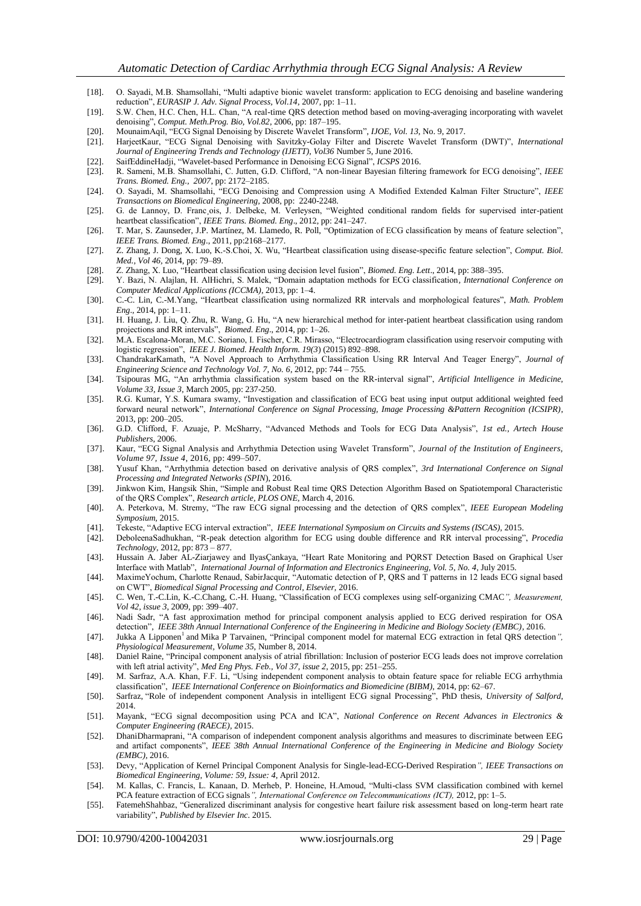[18]. O. Sayadi, M.B. Shamsollahi, "Multi adaptive bionic wavelet transform: application to ECG denoising and baseline wandering reduction", *EURASIP J. Adv. Signal Process, Vol.14*, 2007, pp: 1–11.

[19]. S.W. Chen, H.C. Chen, H.L. Chan, "A real-time QRS detection method based on moving-averaging incorporating with wavelet denoising", *Comput. Meth.Prog. Bio, Vol.82*, 2006, pp: 187–195.

[20]. MounaimAqil, "ECG Signal Denoising by Discrete Wavelet Transform", *IJOE, Vol. 13*, No. 9, 2017.

[21]. HarjeetKaur, "ECG Signal Denoising with Savitzky-Golay Filter and Discrete Wavelet Transform (DWT)", *International Journal of Engineering Trends and Technology (IJETT), Vol36* Number 5, June 2016.

[22]. SaifEddineHadji, "Wavelet-based Performance in Denoising ECG Signal", *ICSPS* 2016.

[23]. R. Sameni, M.B. Shamsollahi, C. Jutten, G.D. Clifford, "A non-linear Bayesian filtering framework for ECG denoising", *IEEE Trans. Biomed. Eng., 2007*, pp: 2172–2185.

[24]. O. Sayadi, M. Shamsollahi, "ECG Denoising and Compression using A Modified Extended Kalman Filter Structure", *IEEE Transactions on Biomedical Engineering*, 2008, pp: 2240-2248.

[25]. G. de Lannoy, D. Franc¸ois, J. Delbeke, M. Verleysen, "Weighted conditional random fields for supervised inter-patient heartbeat classification", *IEEE Trans. Biomed. Eng*., 2012, pp: 241–247.

[26]. T. Mar, S. Zaunseder, J.P. Martínez, M. Llamedo, R. Poll, "Optimization of ECG classification by means of feature selection", *IEEE Trans. Biomed. Eng*., 2011, pp:2168–2177.

[27]. Z. Zhang, J. Dong, X. Luo, K.-S.Choi, X. Wu, "Heartbeat classification using disease-specific feature selection", *Comput. Biol. Med., Vol 46*, 2014, pp: 79–89.

[28]. Z. Zhang, X. Luo, "Heartbeat classification using decision level fusion", *Biomed. Eng. Lett*., 2014, pp: 388–395.

[29]. Y. Bazi, N. Alajlan, H. AlHichri, S. Malek, "Domain adaptation methods for ECG classification, *International Conference on Computer Medical Applications (ICCMA)*, 2013, pp: 1–4.

[30]. C.-C. Lin, C.-M.Yang, "Heartbeat classification using normalized RR intervals and morphological features", *Math. Problem Eng*., 2014, pp: 1–11.

[31]. H. Huang, J. Liu, Q. Zhu, R. Wang, G. Hu, "A new hierarchical method for inter-patient heartbeat classification using random projections and RR intervals", *Biomed. Eng*., 2014, pp: 1–26.

[32]. M.A. Escalona-Moran, M.C. Soriano, I. Fischer, C.R. Mirasso, "Electrocardiogram classification using reservoir computing with logistic regression", *IEEE J. Biomed. Health Inform. 19(3)* (2015) 892–898.

[33]. ChandrakarKamath, "A Novel Approach to Arrhythmia Classification Using RR Interval And Teager Energy", *Journal of Engineering Science and Technology Vol. 7, No. 6*, 2012, pp: 744 – 755.

[34]. Tsipouras MG, "An arrhythmia classification system based on the RR-interval signal", *Artificial Intelligence in Medicine, Volume 33, Issue 3*, March 2005, pp: 237-250.

[35]. R.G. Kumar, Y.S. Kumara swamy, "Investigation and classification of ECG beat using input output additional weighted feed forward neural network", *International Conference on Signal Processing, Image Processing &Pattern Recognition (ICSIPR)*, 2013, pp: 200–205.

[36]. G.D. Clifford, F. Azuaje, P. McSharry, "Advanced Methods and Tools for ECG Data Analysis", *1st ed., Artech House Publishers*, 2006.

[37]. Kaur, "ECG Signal Analysis and Arrhythmia Detection using Wavelet Transform", *Journal of the Institution of Engineers, Volume 97, Issue 4*, 2016, pp: 499–507.

[38]. Yusuf Khan, "Arrhythmia detection based on derivative analysis of QRS complex", *3rd International Conference on Signal Processing and Integrated Networks (SPIN*), 2016.

[39]. Jinkwon Kim, Hangsik Shin, "Simple and Robust Real time QRS Detection Algorithm Based on Spatiotemporal Characteristic of the QRS Complex", *Research article, PLOS ONE*, March 4, 2016.

[40]. A. Peterkova, M. Stremy, "The raw ECG signal processing and the detection of QRS complex", *IEEE European Modeling Symposium*, 2015.

[41]. Tekeste, "Adaptive ECG interval extraction", *IEEE International Symposium on Circuits and Systems (ISCAS)*, 2015.

[42]. DeboleenaSadhukhan, "R-peak detection algorithm for ECG using double difference and RR interval processing", *Procedia Technology*, 2012, pp: 873 – 877.

[43]. Hussain A. Jaber AL-Ziarjawey and IlyasÇankaya, "Heart Rate Monitoring and PQRST Detection Based on Graphical User Interface with Matlab", *International Journal of Information and Electronics Engineering, Vol. 5, No. 4*, July 2015.

[44]. MaximeYochum, Charlotte Renaud, SabirJacquir, "Automatic detection of P, QRS and T patterns in 12 leads ECG signal based on CWT", *Biomedical Signal Processing and Control, Elsevier*, 2016.

[45]. C. Wen, T.-C.Lin, K.-C.Chang, C.-H. Huang, "Classification of ECG complexes using self-organizing CMAC*", Measurement, Vol 42, issue 3*, 2009, pp: 399–407.

[46]. Nadi Sadr, "A fast approximation method for principal component analysis applied to ECG derived respiration for OSA detection", *IEEE 38th Annual International Conference of the Engineering in Medicine and Biology Society (EMBC)*, 2016.

[47]. Jukka A Lipponen[1] and Mika P Tarvainen, "Principal component model for maternal ECG extraction in fetal QRS detection*", Physiological Measurement, Volume 35*, Number 8, 2014.

[48]. Daniel Raine, "Principal component analysis of atrial fibrillation: Inclusion of posterior ECG leads does not improve correlation with left atrial activity", *Med Eng Phys. Feb., Vol 37, issue 2*, 2015, pp: 251–255.

[49]. M. Sarfraz, A.A. Khan, F.F. Li, "Using independent component analysis to obtain feature space for reliable ECG arrhythmia classification", *IEEE International Conference on Bioinformatics and Biomedicine (BIBM)*, 2014, pp: 62–67.

[50]. Sarfraz, "Role of independent component Analysis in intelligent ECG signal Processing", PhD thesis, *University of Salford*, 2014.

[51]. Mayank, "ECG signal decomposition using PCA and ICA", *National Conference on Recent Advances in Electronics & Computer Engineering (RAECE)*, 2015.

[52]. DhaniDharmaprani, "A comparison of independent component analysis algorithms and measures to discriminate between EEG and artifact components", *IEEE 38th Annual International Conference of the Engineering in Medicine and Biology Society (EMBC)*, 2016.

[53]. Devy, "Application of Kernel Principal Component Analysis for Single-lead-ECG-Derived Respiration*", IEEE Transactions on Biomedical Engineering, Volume: 59, Issue: 4*, April 2012.

[54]. M. Kallas, C. Francis, L. Kanaan, D. Merheb, P. Honeine, H.Amoud, "Multi-class SVM classification combined with kernel PCA feature extraction of ECG signals*", International Conference on Telecommunications (ICT)*, 2012, pp: 1–5.

[55]. FatemehShahbaz, "Generalized discriminant analysis for congestive heart failure risk assessment based on long-term heart rate variability", *Published by Elsevier Inc*. 2015.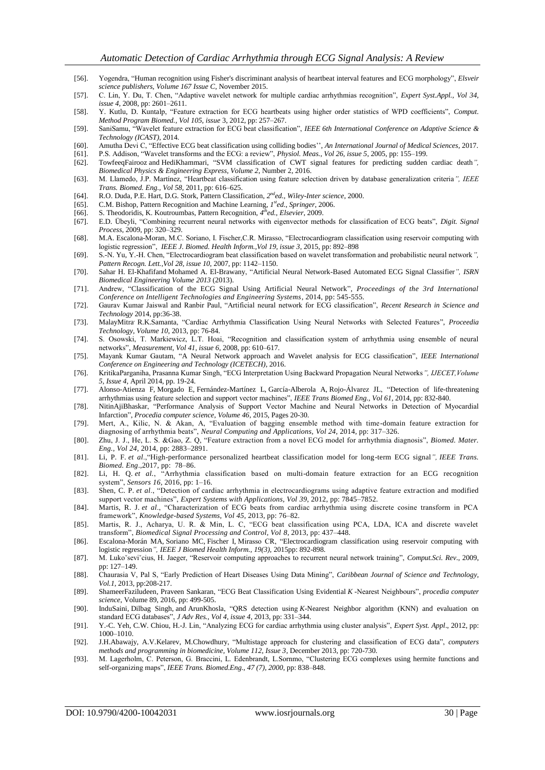[56]. Yogendra, "Human recognition using Fisher's discriminant analysis of heartbeat interval features and ECG morphology", *Elsveir science publishers, Volume 167 Issue C*, November 2015.

[57]. C. Lin, Y. Du, T. Chen, "Adaptive wavelet network for multiple cardiac arrhythmias recognition", *Expert Syst.Appl., Vol 34, issue 4*, 2008, pp: 2601–2611.

[58]. Y. Kutlu, D. Kuntalp, "Feature extraction for ECG heartbeats using higher order statistics of WPD coefficients", *Comput. Method Program Biomed., Vol 105, issue* 3, 2012, pp: 257–267.

[59]. SaniSamu, "Wavelet feature extraction for ECG beat classification", *IEEE 6th International Conference on Adaptive Science & Technology (ICAST)*, 2014.

[60]. Amutha Devi C, "Effective ECG beat classification using colliding bodies'', *An International Journal of Medical Sciences*, 2017.

[61]. P.S. Addison, "Wavelet transforms and the ECG: a review", *Physiol. Meas., Vol 26, issue 5*, 2005, pp: 155–199.

[62]. TowfeeqFairooz and HediKhammari, "SVM classification of CWT signal features for predicting sudden cardiac death*", Biomedical Physics & Engineering Express, Volume 2*, Number 2, 2016.

[63]. M. Llamedo, J.P. Martínez, "Heartbeat classification using feature selection driven by database generalization criteria*", IEEE Trans. Biomed. Eng., Vol 58*, 2011, pp: 616–625.

[64]. R.O. Duda, P.E. Hart, D.G. Stork, Pattern Classification, *2nded., Wiley-Inter science*, 2000.

[65]. C.M. Bishop, Pattern Recognition and Machine Learning, *1sted., Springer*, 2006.

[66]. S. Theodoridis, K. Koutroumbas, Pattern Recognition, *4thed., Elsevier*, 2009.

[67]. E.D. Übeyli, "Combining recurrent neural networks with eigenvector methods for classification of ECG beats", *Digit. Signal Process*, 2009, pp: 320–329.

[68]. M.A. Escalona-Moran, M.C. Soriano, I. Fischer,C.R. Mirasso, "Electrocardiogram classification using reservoir computing with logistic regression", *IEEE J. Biomed. Health Inform.,Vol 19, issue 3*, 2015, pp: 892–898

[69]. S.-N. Yu, Y.-H. Chen, "Electrocardiogram beat classification based on wavelet transformation and probabilistic neural network*", Pattern Recogn. Lett.,Vol 28, issue 10*, 2007, pp: 1142–1150.

[70]. Sahar H. El-Khafifand Mohamed A. El-Brawany, "Artificial Neural Network-Based Automated ECG Signal Classifier*", ISRN Biomedical Engineering Volume 2013* (2013).

[71]. Andrew, "Classification of the ECG Signal Using Artificial Neural Network", *Proceedings of the 3rd International Conference on Intelligent Technologies and Engineering Systems*, 2014, pp: 545-555.

[72]. Gaurav Kumar Jaiswal and Ranbir Paul, "Artificial neural network for ECG classification", *Recent Research in Science and Technology* 2014, pp:36-38.

[73]. MalayMitra, R.K.Samanta, "Cardiac Arrhythmia Classification Using Neural Networks with Selected Features", *Proceedia Technology, Volume 10*, 2013, pp: 76-84.

[74]. S. Osowski, T. Markiewicz, L.T. Hoai, "Recognition and classification system of arrhythmia using ensemble of neural networks", *Measurement, Vol 41, issue 6*, 2008, pp: 610–617.

[75]. Mayank Kumar Gautam, "A Neural Network approach and Wavelet analysis for ECG classification", *IEEE International Conference on Engineering and Technology (ICETECH)*, 2016.

[76]. KritikaParganiha, Prasanna Kumar Singh, "ECG Interpretation Using Backward Propagation Neural Networks*", IJECET,Volume 5, Issue 4*, April 2014, pp. 19-24.

[77]. Alonso-Atienza F, Morgado E, Fernández-Martínez L, García-Alberola A, Rojo-Álvarez JL, "Detection of life-threatening arrhythmias using feature selection and support vector machines", *IEEE Trans Biomed Eng., Vol 61*, 2014, pp: 832-840.

[78]. NitinAjiBhaskar, "Performance Analysis of Support Vector Machine and Neural Networks in Detection of Myocardial Infarction", *Procedia computer science, Volume 46*, 2015, Pages 20-30.

[79]. Mert, A., Kilic, N. & Akan, A, "Evaluation of bagging ensemble method with time-domain feature extraction for diagnosing of arrhythmia beats", *Neural Computing and Applications, Vol 24*, 2014, pp: 317–326.

[80]. Zhu, J. J., He, L. S. &Gao, Z. Q, "Feature extraction from a novel ECG model for arrhythmia diagnosis", *Biomed. Mater. Eng., Vol 24*, 2014, pp: 2883–2891.

[81]. Li, P. F. *et al*.,"High-performance personalized heartbeat classification model for long-term ECG signal*", IEEE Trans. Biomed. Eng*.,2017, pp: 78–86.

[82]. Li, H. Q. *et al.*, "Arrhythmia classification based on multi-domain feature extraction for an ECG recognition system", *Sensors 16*, 2016, pp: 1–16.

[83]. Shen, C. P. *et al*., "Detection of cardiac arrhythmia in electrocardiograms using adaptive feature extraction and modified support vector machines", *Expert Systems with Applications, Vol 39*, 2012, pp: 7845–7852.

[84]. Martis, R. J. *et al*., "Characterization of ECG beats from cardiac arrhythmia using discrete cosine transform in PCA framework", *Knowledge-based Systems, Vol 45*, 2013, pp: 76–82.

[85]. Martis, R. J., Acharya, U. R. & Min, L. C, "ECG beat classification using PCA, LDA, ICA and discrete wavelet transform", *Biomedical Signal Processing and Control, Vol 8*, 2013, pp: 437–448.

[86]. Escalona-Morán MA, Soriano MC, Fischer I, Mirasso CR, "Electrocardiogram classification using reservoir computing with logistic regression*", IEEE J Biomed Health Inform., 19(3),* 2015pp: 892-898.

[87]. M. Lukoˇseviˇcius, H. Jaeger, "Reservoir computing approaches to recurrent neural network training", *Comput.Sci. Rev*., 2009, pp: 127–149.

[88]. Chaurasia V, Pal S, "Early Prediction of Heart Diseases Using Data Mining", *Caribbean Journal of Science and Technology, Vol.1*, 2013, pp:208-217.

[89]. ShameerFaziludeen, Praveen Sankaran, "ECG Beat Classification Using Evidential *K* -Nearest Neighbours", *procedia computer science*, Volume 89, 2016, pp: 499-505.

[90]. InduSaini, Dilbag Singh, and ArunKhosla, "QRS detection using *K*-Nearest Neighbor algorithm (KNN) and evaluation on standard ECG databases", *J Adv Res., Vol 4, issue 4*, 2013, pp: 331–344.

[91]. Y.-C. Yeh, C.W. Chiou, H.-J. Lin, "Analyzing ECG for cardiac arrhythmia using cluster analysis", *Expert Syst. Appl*., 2012, pp: 1000–1010.

[92]. J.H.Abawajy, A.V.Kelarev, M.Chowdhury, "Multistage approach for clustering and classification of ECG data", *computers methods and programming in biomedicine, Volume 112, Issue 3*, December 2013, pp: 720-730.

[93]. M. Lagerholm, C. Peterson, G. Braccini, L. Edenbrandt, L.Sornmo, "Clustering ECG complexes using hermite functions and self-organizing maps", *IEEE Trans. Biomed.Eng., 47 (7), 2000*, pp: 838–848.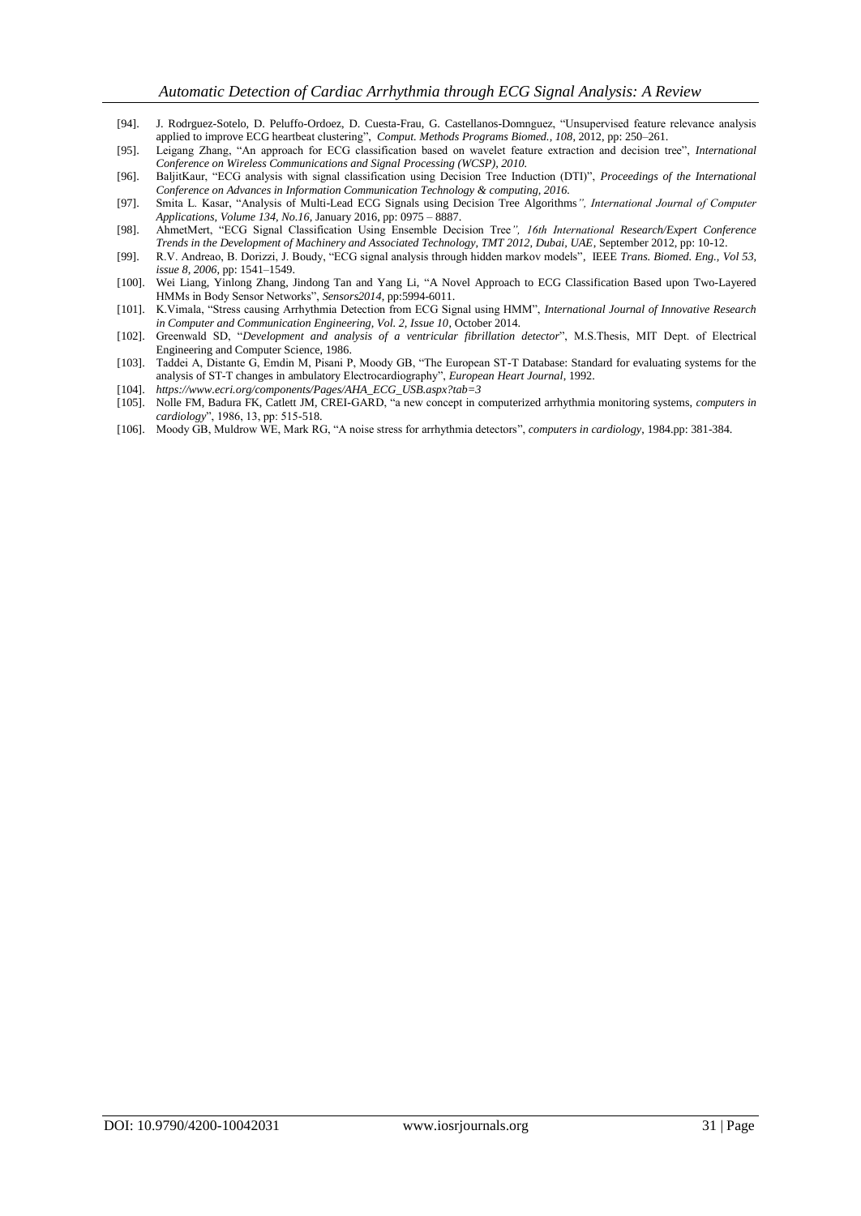[94]. J. Rodrguez-Sotelo, D. Peluffo-Ordoez, D. Cuesta-Frau, G. Castellanos-Domnguez, "Unsupervised feature relevance analysis applied to improve ECG heartbeat clustering", *Comput. Methods Programs Biomed., 108*, 2012, pp: 250–261.

[95]. Leigang Zhang, "An approach for ECG classification based on wavelet feature extraction and decision tree", *International Conference on Wireless Communications and Signal Processing (WCSP), 2010.*

[96]. BaljitKaur, "ECG analysis with signal classification using Decision Tree Induction (DTI)", *Proceedings of the International Conference on Advances in Information Communication Technology & computing, 2016.*

[97]. Smita L. Kasar, "Analysis of Multi-Lead ECG Signals using Decision Tree Algorithms*", International Journal of Computer Applications, Volume 134, No.16,* January 2016, pp: 0975 – 8887.

[98]. AhmetMert, "ECG Signal Classification Using Ensemble Decision Tree*", 16th International Research/Expert Conference Trends in the Development of Machinery and Associated Technology, TMT 2012, Dubai, UAE,* September 2012, pp: 10-12.

[99]. R.V. Andreao, B. Dorizzi, J. Boudy, "ECG signal analysis through hidden markov models", IEEE *Trans. Biomed. Eng., Vol 53, issue 8, 2006,* pp: 1541–1549.

[100]. Wei Liang, Yinlong Zhang, Jindong Tan and Yang Li, "A Novel Approach to ECG Classification Based upon Two-Layered HMMs in Body Sensor Networks", *Sensors2014,* pp:5994-6011.

[101]. K.Vimala, "Stress causing Arrhythmia Detection from ECG Signal using HMM", *International Journal of Innovative Research in Computer and Communication Engineering, Vol. 2, Issue 10,* October 2014.

[102]. Greenwald SD, "*Development and analysis of a ventricular fibrillation detector*", M.S.Thesis, MIT Dept. of Electrical Engineering and Computer Science, 1986.

[103]. Taddei A, Distante G, Emdin M, Pisani P, Moody GB, "The European ST-T Database: Standard for evaluating systems for the analysis of ST-T changes in ambulatory Electrocardiography", *European Heart Journal*, 1992.

[104]. *https://www.ecri.org/components/Pages/AHA_ECG_USB.aspx?tab=3*

[105]. Nolle FM, Badura FK, Catlett JM, CREI-GARD, "a new concept in computerized arrhythmia monitoring systems, *computers in cardiology*", 1986, 13, pp: 515-518.

[106]. Moody GB, Muldrow WE, Mark RG, "A noise stress for arrhythmia detectors", *computers in cardiology*, 1984.pp: 381-384.